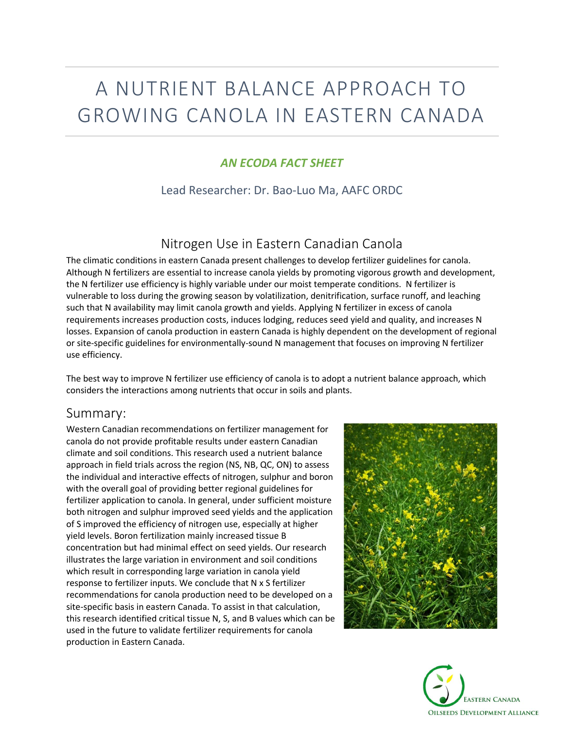# A NUTRIENT BALANCE APPROACH TO GROWING CANOLA IN EASTERN CANADA

***AN ECODA FACT SHEET***

Lead Researcher: Dr. Bao-Luo Ma, AAFC ORDC

## Nitrogen Use in Eastern Canadian Canola

The climatic conditions in eastern Canada present challenges to develop fertilizer guidelines for canola. Although N fertilizers are essential to increase canola yields by promoting vigorous growth and development, the N fertilizer use efficiency is highly variable under our moist temperate conditions. N fertilizer is vulnerable to loss during the growing season by volatilization, denitrification, surface runoff, and leaching such that N availability may limit canola growth and yields. Applying N fertilizer in excess of canola requirements increases production costs, induces lodging, reduces seed yield and quality, and increases N losses. Expansion of canola production in eastern Canada is highly dependent on the development of regional or site-specific guidelines for environmentally-sound N management that focuses on improving N fertilizer use efficiency.

The best way to improve N fertilizer use efficiency of canola is to adopt a nutrient balance approach, which considers the interactions among nutrients that occur in soils and plants.

## Summary:

Western Canadian recommendations on fertilizer management for canola do not provide profitable results under eastern Canadian climate and soil conditions. This research used a nutrient balance approach in field trials across the region (NS, NB, QC, ON) to assess the individual and interactive effects of nitrogen, sulphur and boron with the overall goal of providing better regional guidelines for fertilizer application to canola. In general, under sufficient moisture both nitrogen and sulphur improved seed yields and the application of S improved the efficiency of nitrogen use, especially at higher yield levels. Boron fertilization mainly increased tissue B concentration but had minimal effect on seed yields. Our research illustrates the large variation in environment and soil conditions which result in corresponding large variation in canola yield response to fertilizer inputs. We conclude that N x S fertilizer recommendations for canola production need to be developed on a site-specific basis in eastern Canada. To assist in that calculation, this research identified critical tissue N, S, and B values which can be used in the future to validate fertilizer requirements for canola production in Eastern Canada.

EASTERN CANADA OILSEEDS DEVELOPMENT ALLIANCE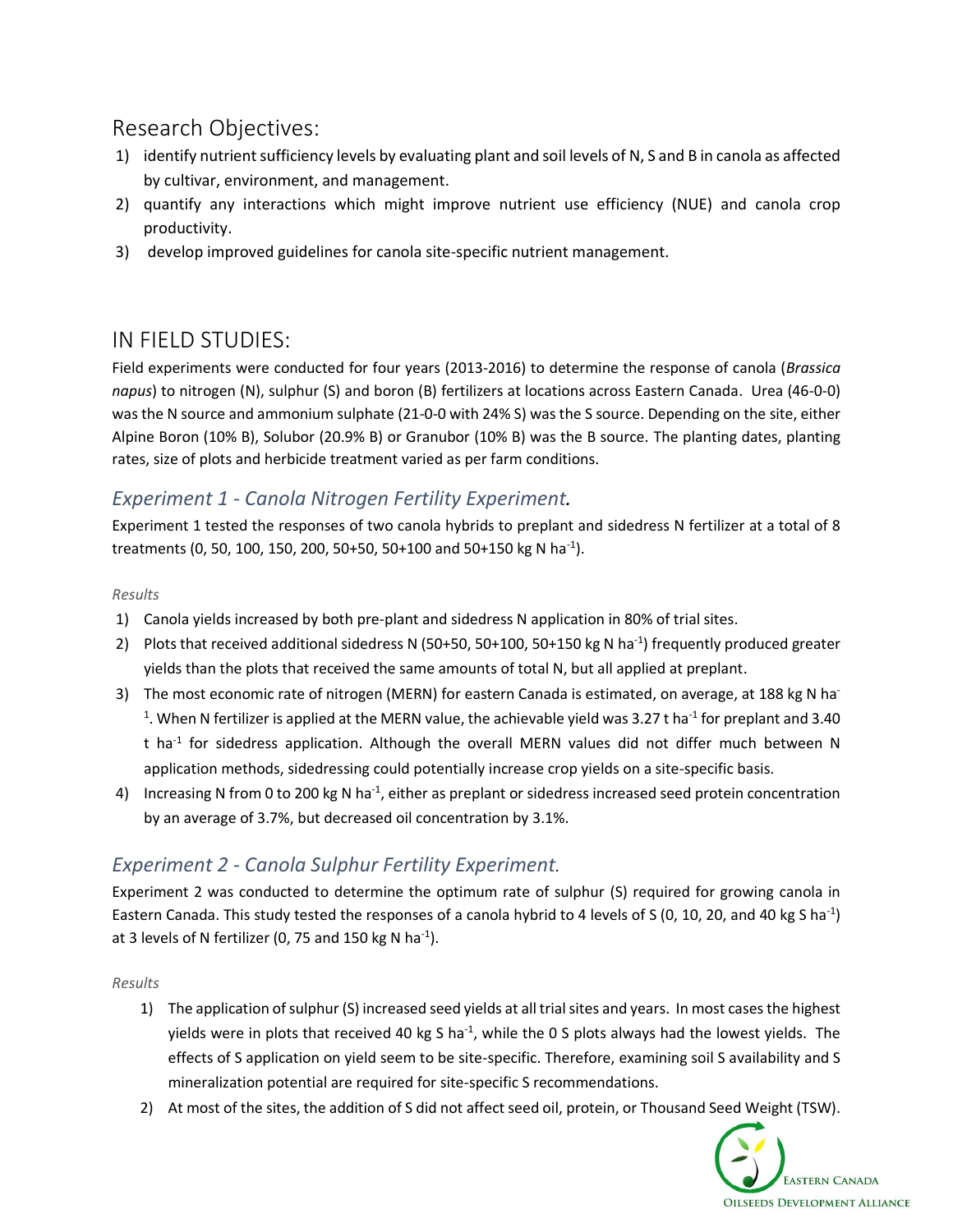## Research Objectives:

1) identify nutrient sufficiency levels by evaluating plant and soil levels of N, S and B in canola as affected by cultivar, environment, and management.
2) quantify any interactions which might improve nutrient use efficiency (NUE) and canola crop productivity.
3) develop improved guidelines for canola site-specific nutrient management.

## IN FIELD STUDIES:

Field experiments were conducted for four years (2013-2016) to determine the response of canola (*Brassica napus*) to nitrogen (N), sulphur (S) and boron (B) fertilizers at locations across Eastern Canada. Urea (46-0-0) was the N source and ammonium sulphate (21-0-0 with 24% S) was the S source. Depending on the site, either Alpine Boron (10% B), Solubor (20.9% B) or Granubor (10% B) was the B source. The planting dates, planting rates, size of plots and herbicide treatment varied as per farm conditions.

### *Experiment 1 - Canola Nitrogen Fertility Experiment.*

Experiment 1 tested the responses of two canola hybrids to preplant and sidedress N fertilizer at a total of 8 treatments (0, 50, 100, 150, 200, 50+50, 50+100 and 50+150 kg N $ha^{-1}$).

*Results*

1) Canola yields increased by both pre-plant and sidedress N application in 80% of trial sites.
2) Plots that received additional sidedress N (50+50, 50+100, 50+150 kg N $ha^{-1}$) frequently produced greater yields than the plots that received the same amounts of total N, but all applied at preplant.
3) The most economic rate of nitrogen (MERN) for eastern Canada is estimated, on average, at 188 kg N $ha^{-1}$. When N fertilizer is applied at the MERN value, the achievable yield was 3.27 t $ha^{-1}$ for preplant and 3.40 t $ha^{-1}$ for sidedress application. Although the overall MERN values did not differ much between N application methods, sidedressing could potentially increase crop yields on a site-specific basis.
4) Increasing N from 0 to 200 kg N $ha^{-1}$, either as preplant or sidedress increased seed protein concentration by an average of 3.7%, but decreased oil concentration by 3.1%.

### *Experiment 2 - Canola Sulphur Fertility Experiment.*

Experiment 2 was conducted to determine the optimum rate of sulphur (S) required for growing canola in Eastern Canada. This study tested the responses of a canola hybrid to 4 levels of S (0, 10, 20, and 40 kg S $ha^{-1}$) at 3 levels of N fertilizer (0, 75 and 150 kg N $ha^{-1}$).

*Results*

1) The application of sulphur (S) increased seed yields at all trial sites and years. In most cases the highest yields were in plots that received 40 kg S $ha^{-1}$, while the 0 S plots always had the lowest yields. The effects of S application on yield seem to be site-specific. Therefore, examining soil S availability and S mineralization potential are required for site-specific S recommendations.
2) At most of the sites, the addition of S did not affect seed oil, protein, or Thousand Seed Weight (TSW).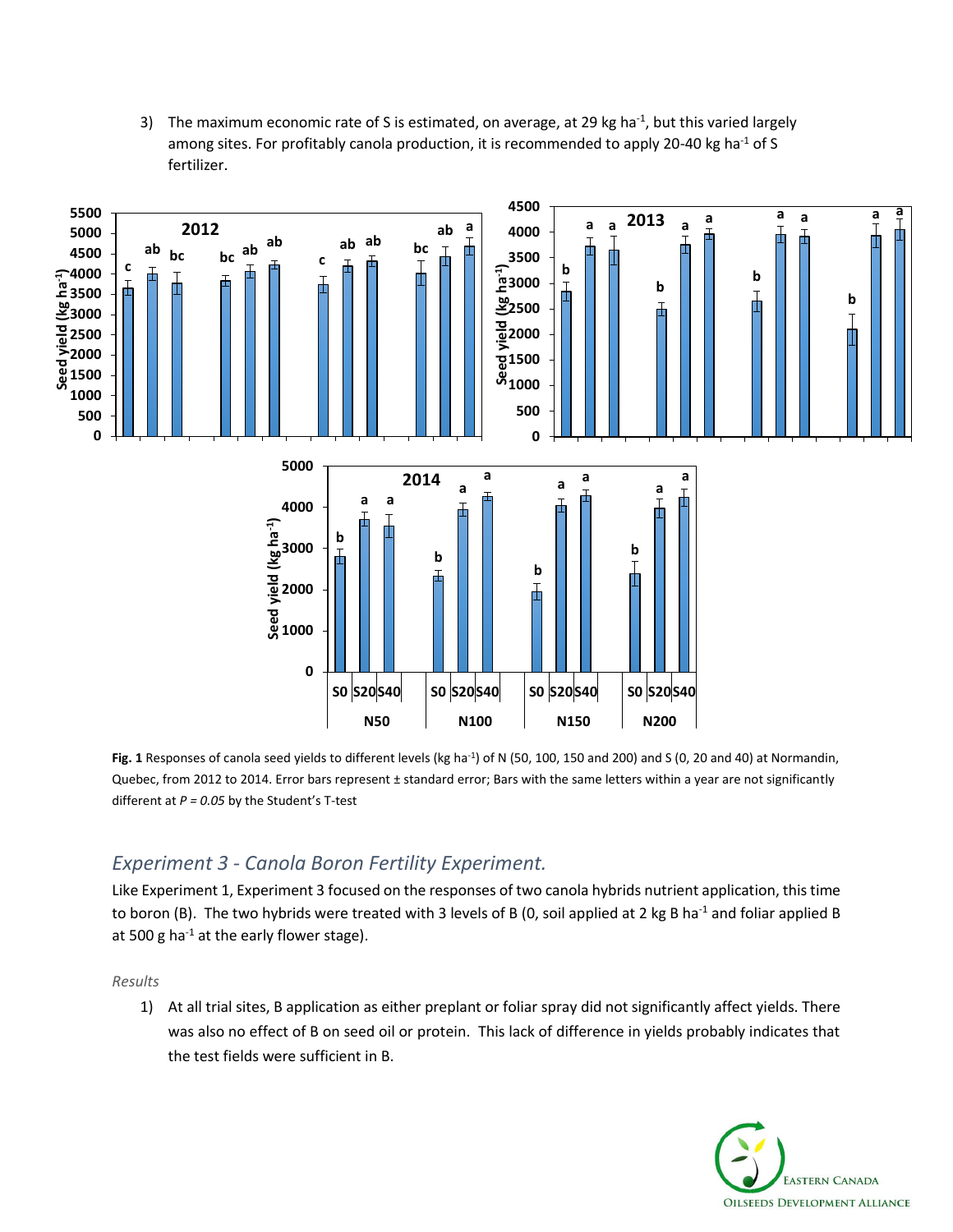3) The maximum economic rate of S is estimated, on average, at 29 kg ha$^{-1}$, but this varied largely among sites. For profitably canola production, it is recommended to apply 20-40 kg ha$^{-1}$ of S fertilizer.

**Fig. 1** Responses of canola seed yields to different levels (kg ha$^{-1}$) of N (50, 100, 150 and 200) and S (0, 20 and 40) at Normandin, Quebec, from 2012 to 2014. Error bars represent ± standard error; Bars with the same letters within a year are not significantly different at *P = 0.05* by the Student's T-test

## *Experiment 3 - Canola Boron Fertility Experiment.*

Like Experiment 1, Experiment 3 focused on the responses of two canola hybrids nutrient application, this time to boron (B). The two hybrids were treated with 3 levels of B (0, soil applied at 2 kg B ha$^{-1}$ and foliar applied B at 500 g ha$^{-1}$ at the early flower stage).

*Results*

1) At all trial sites, B application as either preplant or foliar spray did not significantly affect yields. There was also no effect of B on seed oil or protein. This lack of difference in yields probably indicates that the test fields were sufficient in B.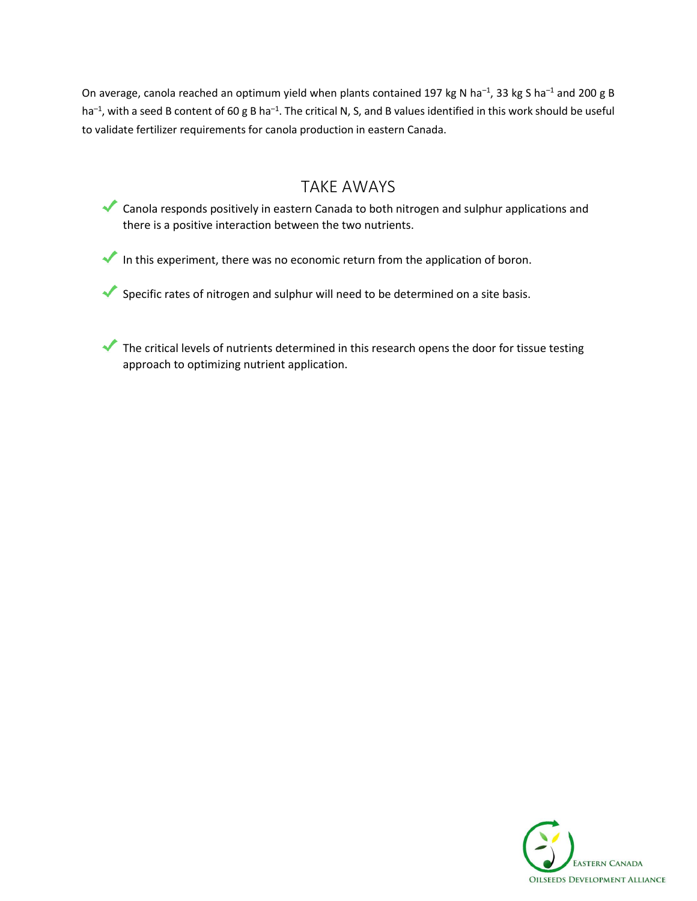On average, canola reached an optimum yield when plants contained 197 kg N ha$^{-1}$, 33 kg S ha$^{-1}$ and 200 g B ha$^{-1}$, with a seed B content of 60 g B ha$^{-1}$. The critical N, S, and B values identified in this work should be useful to validate fertilizer requirements for canola production in eastern Canada.

## TAKE AWAYS

- ✓ Canola responds positively in eastern Canada to both nitrogen and sulphur applications and there is a positive interaction between the two nutrients.
- ✓ In this experiment, there was no economic return from the application of boron.
- ✓ Specific rates of nitrogen and sulphur will need to be determined on a site basis.
- ✓ The critical levels of nutrients determined in this research opens the door for tissue testing approach to optimizing nutrient application.

Eastern Canada Oilseeds Development Alliance